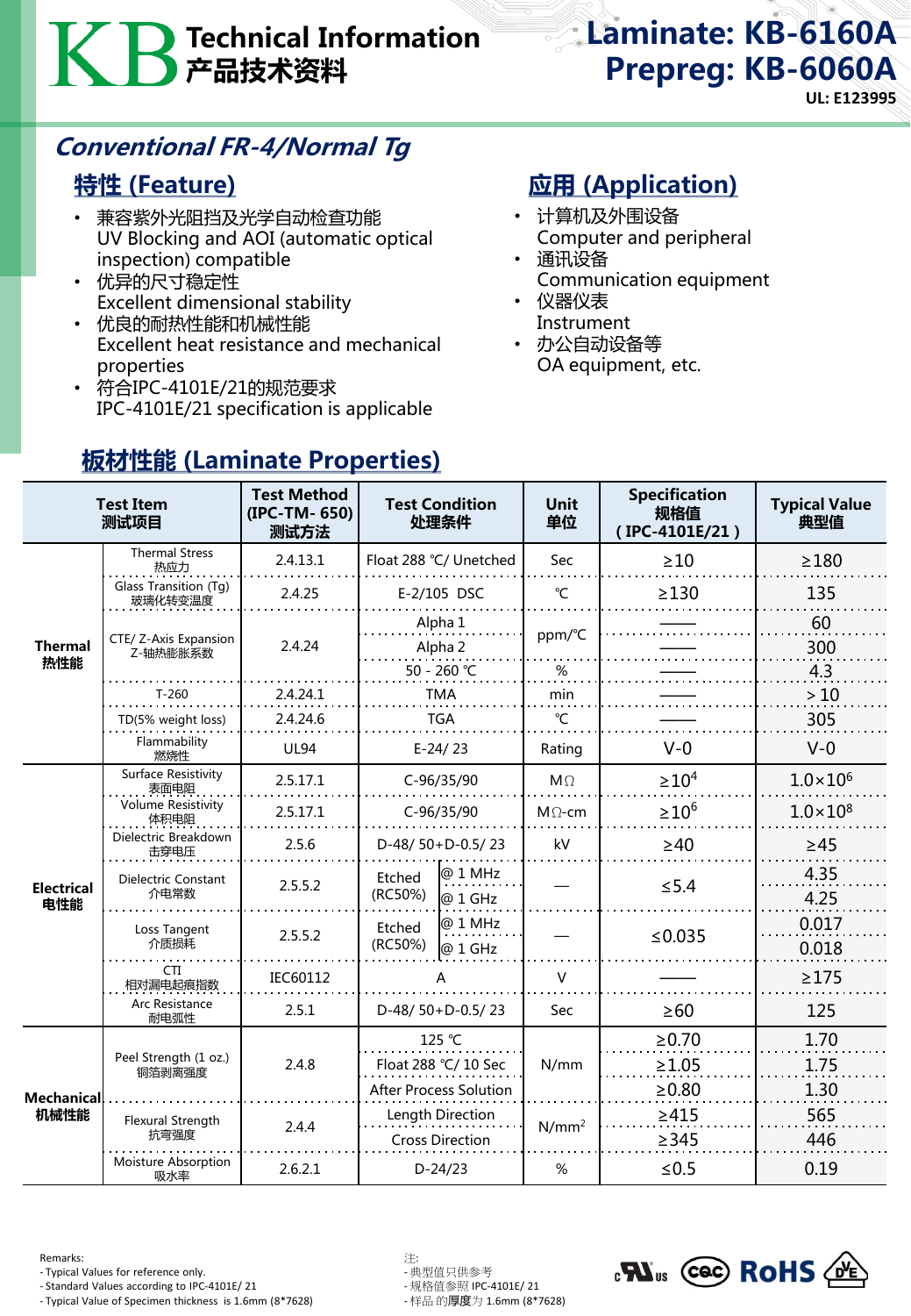# KB Technical Information 产品技术资料

**Laminate: KB-6160A**
**Prepreg: KB-6060A**
**UL: E123995**

## *Conventional FR-4/Normal Tg*

## 特性 (Feature)

- 兼容紫外光阻挡及光学自动检查功能
  UV Blocking and AOI (automatic optical inspection) compatible
- 优异的尺寸稳定性
  Excellent dimensional stability
- 优良的耐热性能和机械性能
  Excellent heat resistance and mechanical properties
- 符合IPC-4101E/21的规范要求
  IPC-4101E/21 specification is applicable

## 应用 (Application)

- 计算机及外围设备
  Computer and peripheral
- 通讯设备
  Communication equipment
- 仪器仪表
  Instrument
- 办公自动设备等
  OA equipment, etc.

## 板材性能 (Laminate Properties)

| Test Item 测试项目 | | Test Method (IPC-TM- 650) 测试方法 | Test Condition 处理条件 | | Unit 单位 | Specification 规格值 (IPC-4101E/21) | Typical Value 典型值 |
|---|---|---|---|---|---|---|---|
| Thermal 热性能 | Thermal Stress 热应力 | 2.4.13.1 | Float 288 ℃/ Unetched | | Sec | ≥10 | ≥180 |
| | Glass Transition (Tg) 玻璃化转变温度 | 2.4.25 | E-2/105 DSC | | ℃ | ≥130 | 135 |
| | CTE/ Z-Axis Expansion Z-轴热膨胀系数 | 2.4.24 | Alpha 1 | | ppm/℃ | —— | 60 |
| | | | Alpha 2 | | | —— | 300 |
| | | | 50 - 260 ℃ | | % | —— | 4.3 |
| | T-260 | 2.4.24.1 | TMA | | min | —— | > 10 |
| | TD(5% weight loss) | 2.4.24.6 | TGA | | ℃ | —— | 305 |
| | Flammability 燃烧性 | UL94 | E-24/ 23 | | Rating | V-0 | V-0 |
| Electrical 电性能 | Surface Resistivity 表面电阻 | 2.5.17.1 | C-96/35/90 | | MΩ | $\geq10^4$ | $1.0\times10^6$ |
| | Volume Resistivity 体积电阻 | 2.5.17.1 | C-96/35/90 | | MΩ-cm | $\geq10^6$ | $1.0\times10^8$ |
| | Dielectric Breakdown 击穿电压 | 2.5.6 | D-48/ 50+D-0.5/ 23 | | kV | ≥40 | ≥45 |
| | Dielectric Constant 介电常数 | 2.5.5.2 | Etched (RC50%) | @ 1 MHz | — | ≤5.4 | 4.35 |
| | | | | @ 1 GHz | | | 4.25 |
| | Loss Tangent 介质损耗 | 2.5.5.2 | Etched (RC50%) | @ 1 MHz | — | ≤0.035 | 0.017 |
| | | | | @ 1 GHz | | | 0.018 |
| | CTI 相对漏电起痕指数 | IEC60112 | A | | V | —— | ≥175 |
| | Arc Resistance 耐电弧性 | 2.5.1 | D-48/ 50+D-0.5/ 23 | | Sec | ≥60 | 125 |
| Mechanical 机械性能 | Peel Strength (1 oz.) 铜箔剥离强度 | 2.4.8 | 125 ℃ | | N/mm | ≥0.70 | 1.70 |
| | | | Float 288 ℃/ 10 Sec | | | ≥1.05 | 1.75 |
| | | | After Process Solution | | | ≥0.80 | 1.30 |
| | Flexural Strength 抗弯强度 | 2.4.4 | Length Direction | | $N/mm^2$ | ≥415 | 565 |
| | | | Cross Direction | | | ≥345 | 446 |
| | Moisture Absorption 吸水率 | 2.6.2.1 | D-24/23 | | % | ≤0.5 | 0.19 |

Remarks:
- Typical Values for reference only.
- Standard Values according to IPC-4101E/ 21
- Typical Value of Specimen thickness is 1.6mm (8*7628)

注:
- 典型值只供参考
- 规格值参照 IPC-4101E/ 21
- 样品 的**厚度**为 1.6mm (8*7628)

cULus CQC RoHS VDE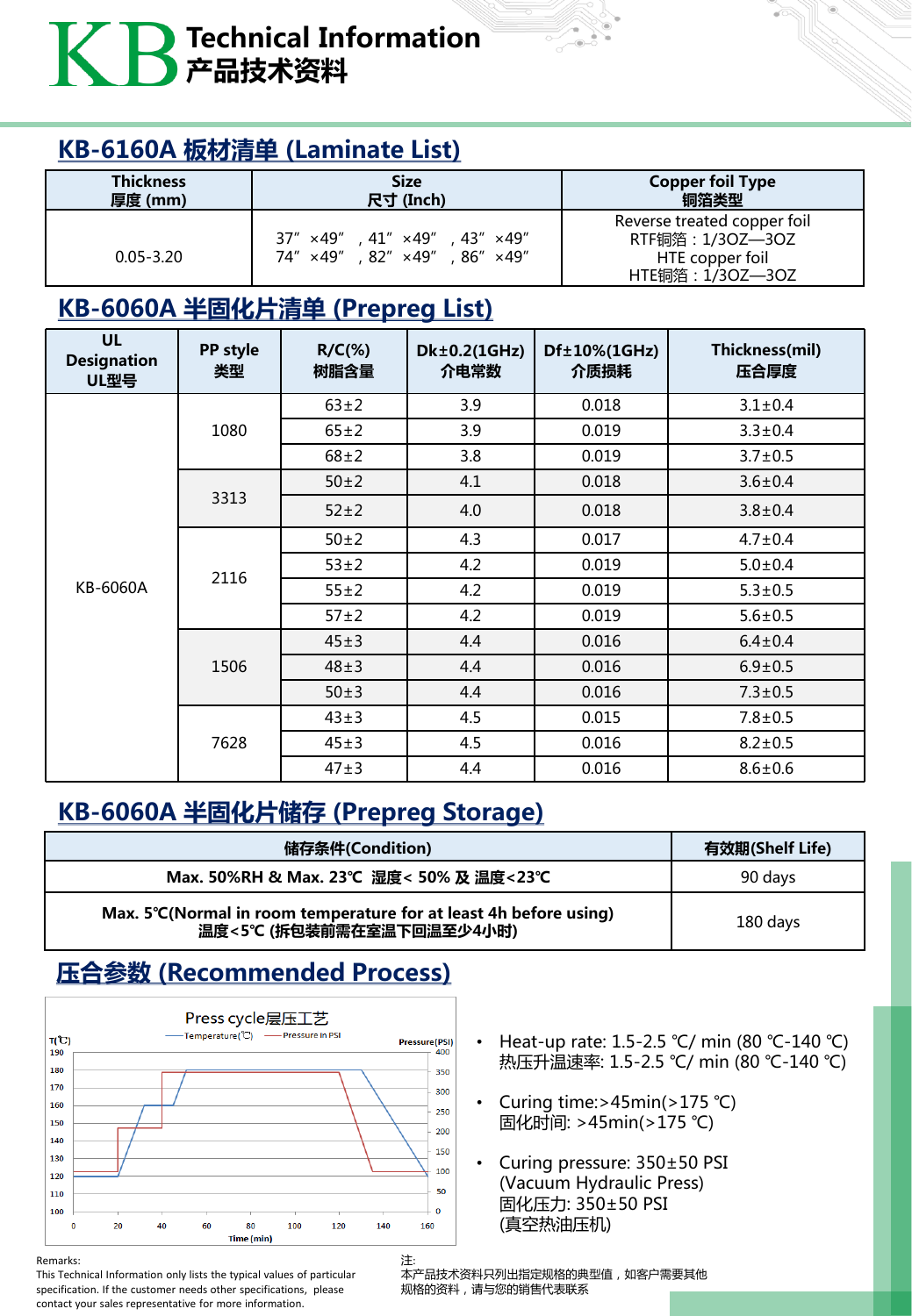# KB Technical Information 产品技术资料

## KB-6160A 板材清单 (Laminate List)

| Thickness 厚度 (mm) | Size 尺寸 (Inch) | Copper foil Type 铜箔类型 |
|---|---|---|
| 0.05-3.20 | 37″ ×49″ ，41″ ×49″ ，43″ ×49″ 74″ ×49″ ，82″ ×49″ ，86″ ×49″ | Reverse treated copper foil RTF铜箔：1/3OZ—3OZ HTE copper foil HTE铜箔：1/3OZ—3OZ |

## KB-6060A 半固化片清单 (Prepreg List)

| UL Designation UL型号 | PP style 类型 | R/C(%) 树脂含量 | Dk±0.2(1GHz) 介电常数 | Df±10%(1GHz) 介质损耗 | Thickness(mil) 压合厚度 |
|---|---|---|---|---|---|
| KB-6060A | 1080 | 63±2 | 3.9 | 0.018 | 3.1±0.4 |
| | | 65±2 | 3.9 | 0.019 | 3.3±0.4 |
| | | 68±2 | 3.8 | 0.019 | 3.7±0.5 |
| | 3313 | 50±2 | 4.1 | 0.018 | 3.6±0.4 |
| | | 52±2 | 4.0 | 0.018 | 3.8±0.4 |
| | 2116 | 50±2 | 4.3 | 0.017 | 4.7±0.4 |
| | | 53±2 | 4.2 | 0.019 | 5.0±0.4 |
| | | 55±2 | 4.2 | 0.019 | 5.3±0.5 |
| | | 57±2 | 4.2 | 0.019 | 5.6±0.5 |
| | 1506 | 45±3 | 4.4 | 0.016 | 6.4±0.4 |
| | | 48±3 | 4.4 | 0.016 | 6.9±0.5 |
| | | 50±3 | 4.4 | 0.016 | 7.3±0.5 |
| | 7628 | 43±3 | 4.5 | 0.015 | 7.8±0.5 |
| | | 45±3 | 4.5 | 0.016 | 8.2±0.5 |
| | | 47±3 | 4.4 | 0.016 | 8.6±0.6 |

## KB-6060A 半固化片储存 (Prepreg Storage)

| 储存条件(Condition) | 有效期(Shelf Life) |
|---|---|
| Max. 50%RH & Max. 23℃ 湿度< 50% 及 温度<23℃ | 90 days |
| Max. 5℃(Normal in room temperature for at least 4h before using) 温度<5℃ (拆包装前需在室温下回温至少4小时) | 180 days |

## 压合参数 (Recommended Process)

Press cycle层压工艺

Temperature(℃) Pressure in PSI

T(℃)

Pressure(PSI)

Time (min)

- Heat-up rate: 1.5-2.5 ℃/ min (80 ℃-140 ℃)
  热压升温速率: 1.5-2.5 ℃/ min (80 ℃-140 ℃)
- Curing time:>45min(>175 ℃)
  固化时间: >45min(>175 ℃)
- Curing pressure: 350±50 PSI
  (Vacuum Hydraulic Press)
  固化压力: 350±50 PSI
  (真空热油压机)

Remarks:
This Technical Information only lists the typical values of particular specification. If the customer needs other specifications, please contact your sales representative for more information.

注:
本产品技术资料只列出指定规格的典型值，如客户需要其他规格的资料，请与您的销售代表联系